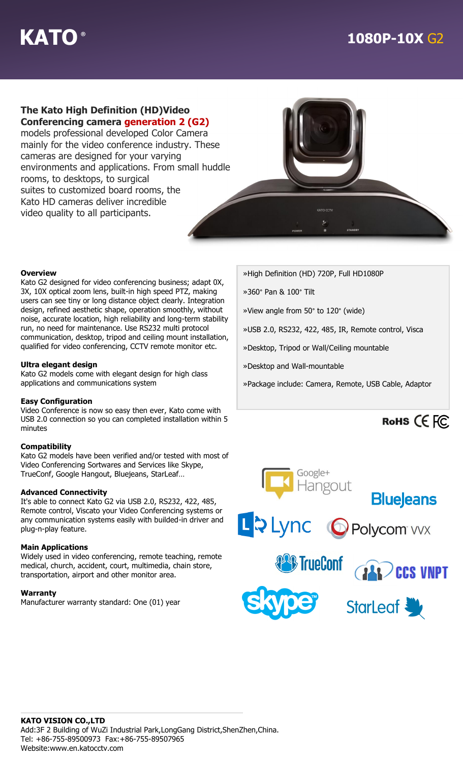# KATO®

## 1080P-10X G2

**The Kato High Definition (HD)Video Conferencing camera generation 2 (G2)** models professional developed Color Camera mainly for the video conference industry. These cameras are designed for your varying environments and applications. From small huddle rooms, to desktops, to surgical suites to customized board rooms, the Kato HD cameras deliver incredible video quality to all participants.

### Overview

Kato G2 designed for video conferencing business; adapt 0X, 3X, 10X optical zoom lens, built-in high speed PTZ, making users can see tiny or long distance object clearly. Integration design, refined aesthetic shape, operation smoothly, without noise, accurate location, high reliability and long-term stability run, no need for maintenance. Use RS232 multi protocol communication, desktop, tripod and ceiling mount installation, qualified for video conferencing, CCTV remote monitor etc.

### Ultra elegant design

Kato G2 models come with elegant design for high class applications and communications system

### Easy Configuration

Video Conference is now so easy then ever, Kato come with USB 2.0 connection so you can completed installation within 5 minutes

### Compatibility

Kato G2 models have been verified and/or tested with most of Video Conferencing Sortwares and Services like Skype, TrueConf, Google Hangout, Bluejeans, StarLeaf…

### Advanced Connectivity

It's able to connect Kato G2 via USB 2.0, RS232, 422, 485, Remote control, Viscato your Video Conferencing systems or any communication systems easily with builded-in driver and plug-n-play feature.

### Main Applications

Widely used in video conferencing, remote teaching, remote medical, church, accident, court, multimedia, chain store, transportation, airport and other monitor area.

### Warranty

Manufacturer warranty standard: One (01) year

»High Definition (HD) 720P, Full HD1080P

»360° Pan & 100° Tilt

»View angle from 50° to 120° (wide)

»USB 2.0, RS232, 422, 485, IR, Remote control, Visca

»Desktop, Tripod or Wall/Ceiling mountable

»Desktop and Wall-mountable

»Package include: Camera, Remote, USB Cable, Adaptor

RoHS CE FC

Google+ Hangout · BlueJeans · Lync · Polycom VVX · TrueConf · CCS VNPT · Skype · StarLeaf

**KATO VISION CO.,LTD**
Add:3F 2 Building of WuZi Industrial Park,LongGang District,ShenZhen,China.
Tel: +86-755-89500973 Fax:+86-755-89507965
Website:www.en.katocctv.com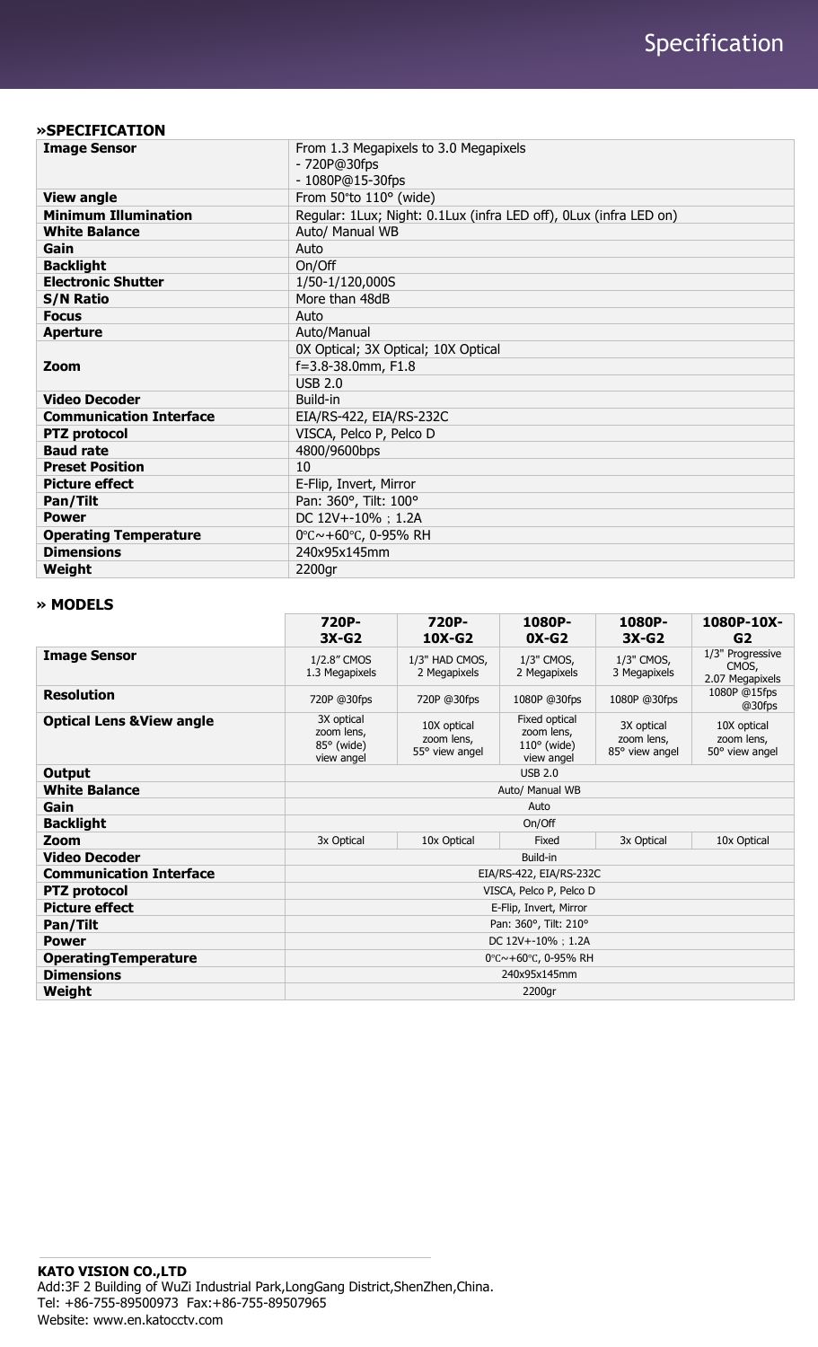## »SPECIFICATION

| | |
|---|---|
| **Image Sensor** | From 1.3 Megapixels to 3.0 Megapixels<br>- 720P@30fps<br>- 1080P@15-30fps |
| **View angle** | From 50°to 110° (wide) |
| **Minimum Illumination** | Regular: 1Lux; Night: 0.1Lux (infra LED off), 0Lux (infra LED on) |
| **White Balance** | Auto/ Manual WB |
| **Gain** | Auto |
| **Backlight** | On/Off |
| **Electronic Shutter** | 1/50-1/120,000S |
| **S/N Ratio** | More than 48dB |
| **Focus** | Auto |
| **Aperture** | Auto/Manual |
| **Zoom** | 0X Optical; 3X Optical; 10X Optical<br>f=3.8-38.0mm, F1.8<br>USB 2.0 |
| **Video Decoder** | Build-in |
| **Communication Interface** | EIA/RS-422, EIA/RS-232C |
| **PTZ protocol** | VISCA, Pelco P, Pelco D |
| **Baud rate** | 4800/9600bps |
| **Preset Position** | 10 |
| **Picture effect** | E-Flip, Invert, Mirror |
| **Pan/Tilt** | Pan: 360°, Tilt: 100° |
| **Power** | DC 12V+-10%；1.2A |
| **Operating Temperature** | 0℃~+60℃, 0-95% RH |
| **Dimensions** | 240x95x145mm |
| **Weight** | 2200gr |

## » MODELS

| | 720P-3X-G2 | 720P-10X-G2 | 1080P-0X-G2 | 1080P-3X-G2 | 1080P-10X-G2 |
|---|---|---|---|---|---|
| **Image Sensor** | 1/2.8" CMOS 1.3 Megapixels | 1/3" HAD CMOS, 2 Megapixels | 1/3" CMOS, 2 Megapixels | 1/3" CMOS, 3 Megapixels | 1/3" Progressive CMOS, 2.07 Megapixels |
| **Resolution** | 720P @30fps | 720P @30fps | 1080P @30fps | 1080P @30fps | 1080P @15fps @30fps |
| **Optical Lens &View angle** | 3X optical zoom lens, 85° (wide) view angel | 10X optical zoom lens, 55° view angel | Fixed optical zoom lens, 110° (wide) view angel | 3X optical zoom lens, 85° view angel | 10X optical zoom lens, 50° view angel |
| **Output** | USB 2.0 | | | | |
| **White Balance** | Auto/ Manual WB | | | | |
| **Gain** | Auto | | | | |
| **Backlight** | On/Off | | | | |
| **Zoom** | 3x Optical | 10x Optical | Fixed | 3x Optical | 10x Optical |
| **Video Decoder** | Build-in | | | | |
| **Communication Interface** | EIA/RS-422, EIA/RS-232C | | | | |
| **PTZ protocol** | VISCA, Pelco P, Pelco D | | | | |
| **Picture effect** | E-Flip, Invert, Mirror | | | | |
| **Pan/Tilt** | Pan: 360°, Tilt: 210° | | | | |
| **Power** | DC 12V+-10%；1.2A | | | | |
| **OperatingTemperature** | 0℃~+60℃, 0-95% RH | | | | |
| **Dimensions** | 240x95x145mm | | | | |
| **Weight** | 2200gr | | | | |

**KATO VISION CO.,LTD**
Add:3F 2 Building of WuZi Industrial Park,LongGang District,ShenZhen,China.
Tel: +86-755-89500973 Fax:+86-755-89507965
Website: www.en.katocctv.com